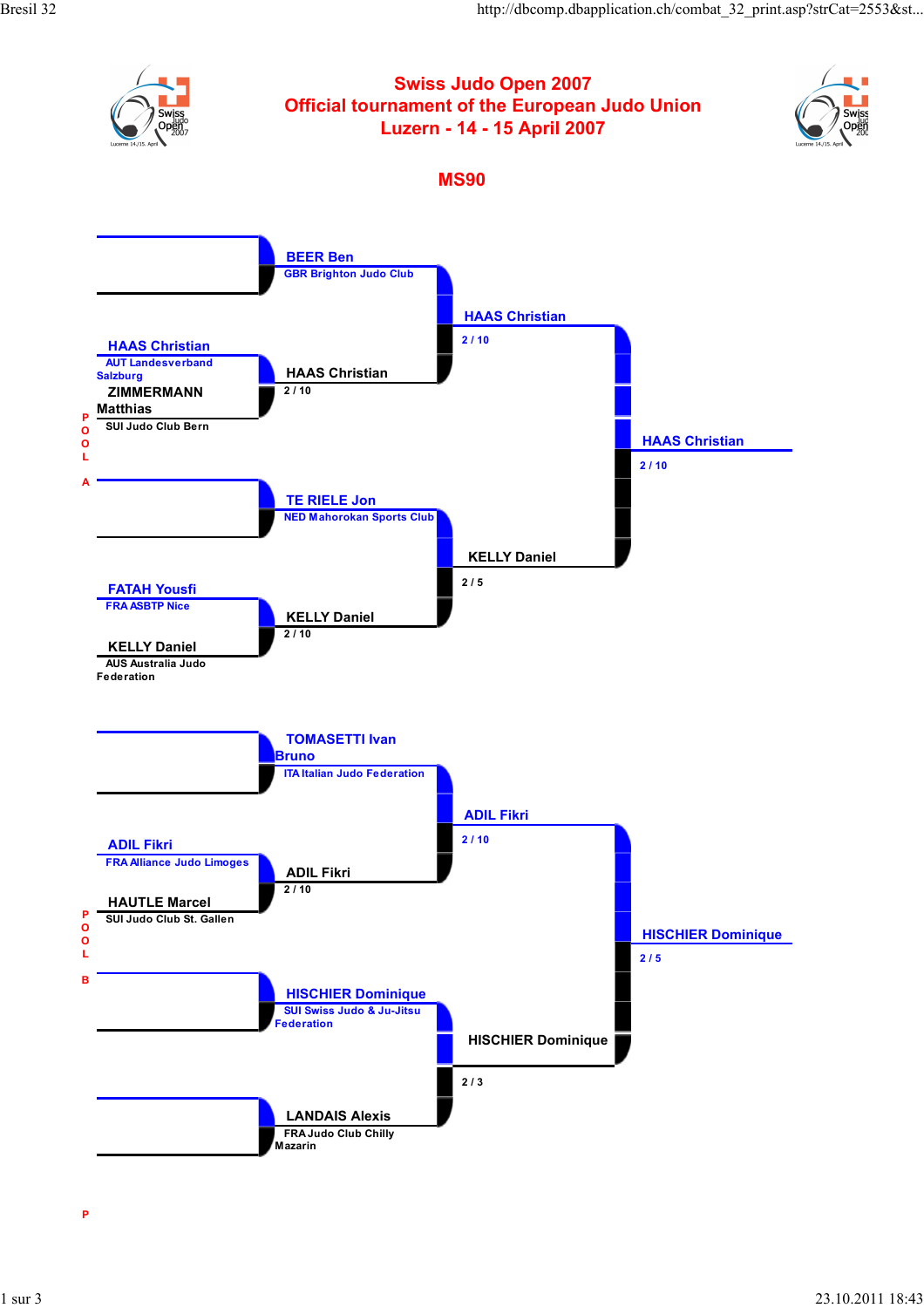# Swiss Judo Open 2007
## Official tournament of the European Judo Union
## Luzern - 14 - 15 April 2007

## MS90

### POOL A

**Round 1**

- BEER Ben – GBR Brighton Judo Club (bye)
- HAAS Christian – AUT Landesverband Salzburg vs. ZIMMERMANN Matthias – SUI Judo Club Bern → **HAAS Christian** 2 / 10
- TE RIELE Jon – NED Mahorokan Sports Club (bye)
- FATAH Yousfi – FRA ASBTP Nice vs. KELLY Daniel – AUS Australia Judo Federation → **KELLY Daniel** 2 / 10

**Round 2**

- BEER Ben vs. HAAS Christian → **HAAS Christian** 2 / 10
- TE RIELE Jon vs. KELLY Daniel → **KELLY Daniel** 2 / 5

**Pool final**

- HAAS Christian vs. KELLY Daniel → **HAAS Christian** 2 / 10

### POOL B

**Round 1**

- TOMASETTI Ivan Bruno – ITA Italian Judo Federation (bye)
- ADIL Fikri – FRA Alliance Judo Limoges vs. HAUTLE Marcel – SUI Judo Club St. Gallen → **ADIL Fikri** 2 / 10
- HISCHIER Dominique – SUI Swiss Judo & Ju-Jitsu Federation (bye)
- LANDAIS Alexis – FRA Judo Club Chilly Mazarin (bye)

**Round 2**

- TOMASETTI Ivan Bruno vs. ADIL Fikri → **ADIL Fikri** 2 / 10
- HISCHIER Dominique vs. LANDAIS Alexis → **HISCHIER Dominique** 2 / 3

**Pool final**

- ADIL Fikri vs. HISCHIER Dominique → **HISCHIER Dominique** 2 / 5

P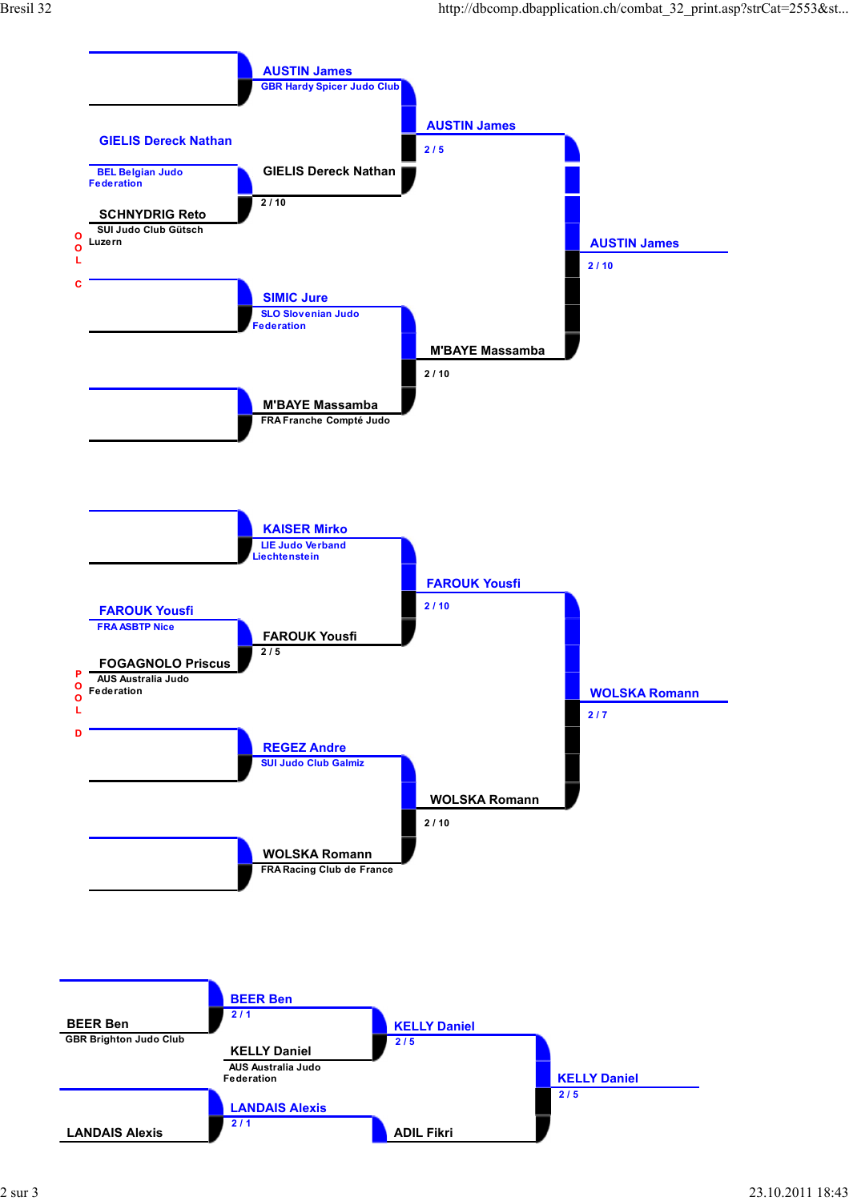## POOL C

AUSTIN James
GBR Hardy Spicer Judo Club

GIELIS Dereck Nathan
BEL Belgian Judo Federation

SCHNYDRIG Reto
SUI Judo Club Gütsch Luzern

GIELIS Dereck Nathan
2 / 10

AUSTIN James
2 / 5

SIMIC Jure
SLO Slovenian Judo Federation

M'BAYE Massamba
FRA Franche Compté Judo

M'BAYE Massamba
2 / 10

AUSTIN James
2 / 10

## POOL D

KAISER Mirko
LIE Judo Verband Liechtenstein

FAROUK Yousfi
FRA ASBTP Nice

FOGAGNOLO Priscus
AUS Australia Judo Federation

FAROUK Yousfi
2 / 5

FAROUK Yousfi
2 / 10

REGEZ Andre
SUI Judo Club Galmiz

WOLSKA Romann
FRA Racing Club de France

WOLSKA Romann
2 / 10

WOLSKA Romann
2 / 7

---

BEER Ben
GBR Brighton Judo Club

BEER Ben
2 / 1

KELLY Daniel
AUS Australia Judo Federation

KELLY Daniel
2 / 5

LANDAIS Alexis

LANDAIS Alexis
2 / 1

ADIL Fikri

KELLY Daniel
2 / 5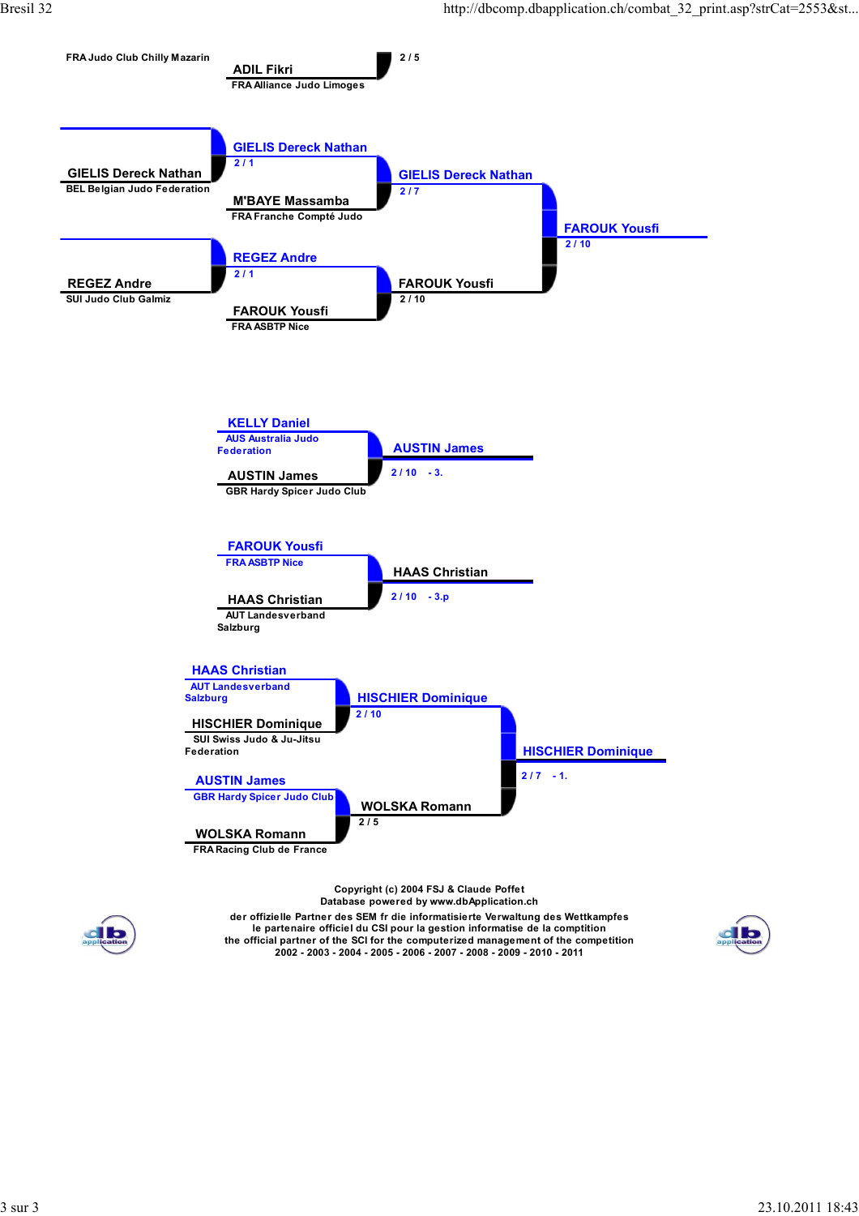FRA Judo Club Chilly Mazarin

ADIL Fikri
FRA Alliance Judo Limoges
2 / 5

GIELIS Dereck Nathan
BEL Belgian Judo Federation

GIELIS Dereck Nathan
2 / 1

M'BAYE Massamba
FRA Franche Compté Judo

GIELIS Dereck Nathan
2 / 7

FAROUK Yousfi
2 / 10

REGEZ Andre
SUI Judo Club Galmiz

REGEZ Andre
2 / 1

FAROUK Yousfi
FRA ASBTP Nice

FAROUK Yousfi
2 / 10

KELLY Daniel
AUS Australia Judo Federation

AUSTIN James
GBR Hardy Spicer Judo Club

AUSTIN James
2 / 10 - 3.

FAROUK Yousfi
FRA ASBTP Nice

HAAS Christian
AUT Landesverband Salzburg

HAAS Christian
2 / 10 - 3.p

HAAS Christian
AUT Landesverband Salzburg

HISCHIER Dominique
SUI Swiss Judo & Ju-Jitsu Federation

HISCHIER Dominique
2 / 10

AUSTIN James
GBR Hardy Spicer Judo Club

WOLSKA Romann
FRA Racing Club de France

WOLSKA Romann
2 / 5

HISCHIER Dominique
2 / 7 - 1.

Copyright (c) 2004 FSJ & Claude Poffet
Database powered by www.dbApplication.ch
der offizielle Partner des SEM fr die informatisierte Verwaltung des Wettkampfes
le partenaire officiel du CSI pour la gestion informatise de la comptition
the official partner of the SCI for the computerized management of the competition
2002 - 2003 - 2004 - 2005 - 2006 - 2007 - 2008 - 2009 - 2010 - 2011